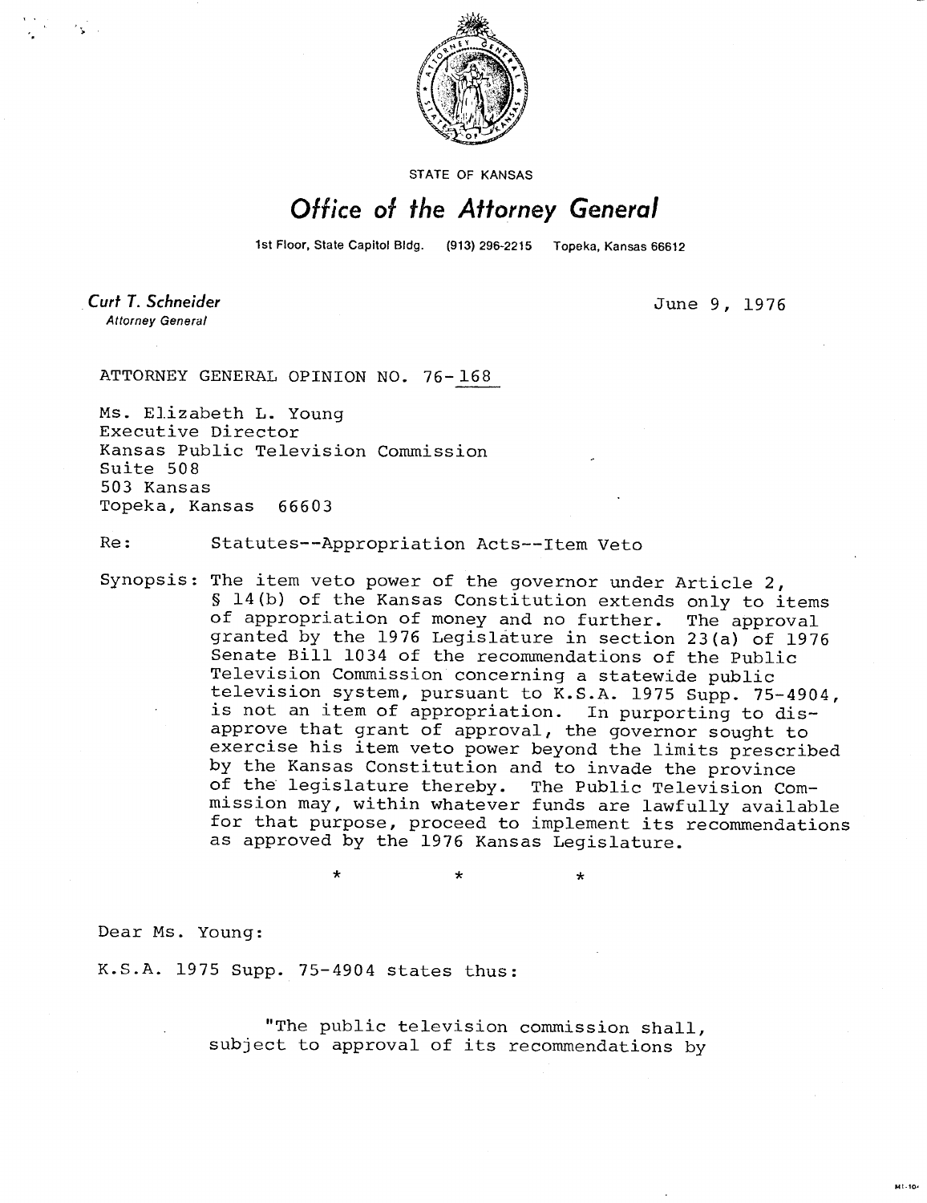STATE OF KANSAS

# Office of the Attorney General

1st Floor, State Capitol Bldg. (913) 296-2215 Topeka, Kansas 66612

**Curt T. Schneider**
*Attorney General*

June 9, 1976

ATTORNEY GENERAL OPINION NO. 76-168

Ms. Elizabeth L. Young
Executive Director
Kansas Public Television Commission
Suite 508
503 Kansas
Topeka, Kansas 66603

Re: Statutes--Appropriation Acts--Item Veto

Synopsis: The item veto power of the governor under Article 2, § 14(b) of the Kansas Constitution extends only to items of appropriation of money and no further. The approval granted by the 1976 Legislature in section 23(a) of 1976 Senate Bill 1034 of the recommendations of the Public Television Commission concerning a statewide public television system, pursuant to K.S.A. 1975 Supp. 75-4904, is not an item of appropriation. In purporting to disapprove that grant of approval, the governor sought to exercise his item veto power beyond the limits prescribed by the Kansas Constitution and to invade the province of the legislature thereby. The Public Television Commission may, within whatever funds are lawfully available for that purpose, proceed to implement its recommendations as approved by the 1976 Kansas Legislature.

\* \* \*

Dear Ms. Young:

K.S.A. 1975 Supp. 75-4904 states thus:

> "The public television commission shall, subject to approval of its recommendations by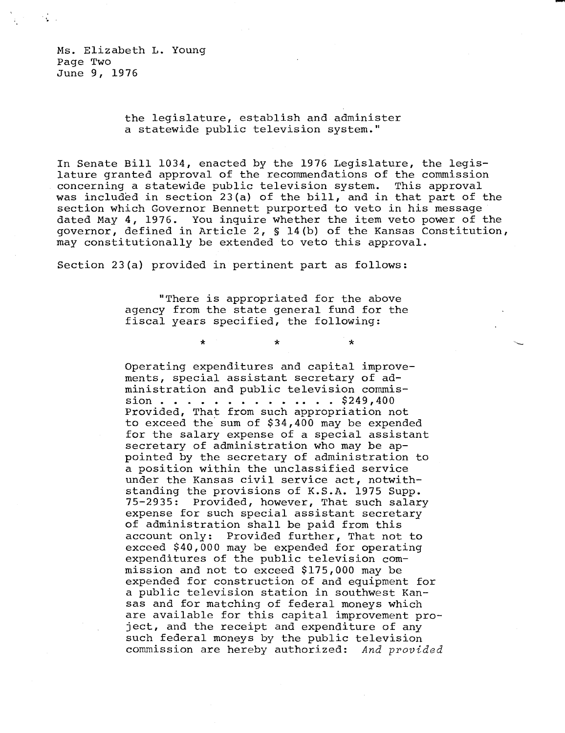the legislature, establish and administer a statewide public television system."

In Senate Bill 1034, enacted by the 1976 Legislature, the legislature granted approval of the recommendations of the commission concerning a statewide public television system. This approval was included in section 23(a) of the bill, and in that part of the section which Governor Bennett purported to veto in his message dated May 4, 1976. You inquire whether the item veto power of the governor, defined in Article 2, § 14(b) of the Kansas Constitution, may constitutionally be extended to veto this approval.

Section 23(a) provided in pertinent part as follows:

> "There is appropriated for the above agency from the state general fund for the fiscal years specified, the following:
>
> \* \* \*
>
> Operating expenditures and capital improvements, special assistant secretary of administration and public television commission . . . . . . . . . . . . . $249,400 Provided, That from such appropriation not to exceed the sum of $34,400 may be expended for the salary expense of a special assistant secretary of administration who may be appointed by the secretary of administration to a position within the unclassified service under the Kansas civil service act, notwithstanding the provisions of K.S.A. 1975 Supp. 75-2935: Provided, however, That such salary expense for such special assistant secretary of administration shall be paid from this account only: Provided further, That not to exceed $40,000 may be expended for operating expenditures of the public television commission and not to exceed $175,000 may be expended for construction of and equipment for a public television station in southwest Kansas and for matching of federal moneys which are available for this capital improvement project, and the receipt and expenditure of any such federal moneys by the public television commission are hereby authorized: *And provided*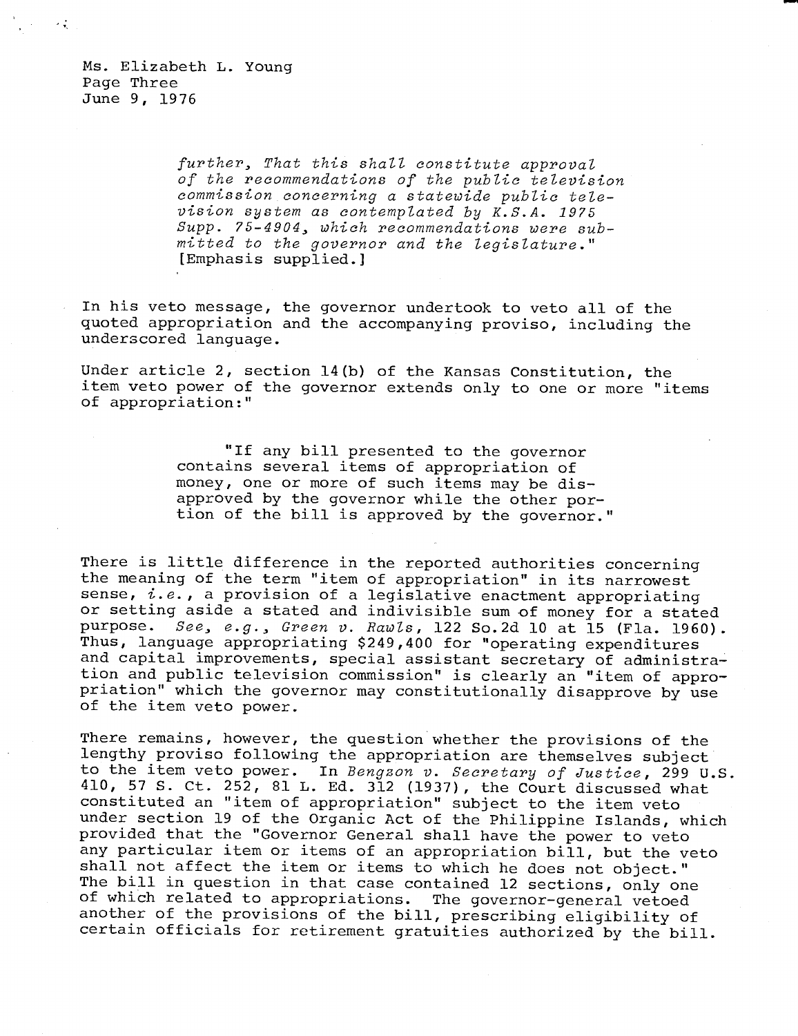Ms. Elizabeth L. Young
Page Three
June 9, 1976

> *further, That this shall constitute approval of the recommendations of the public television commission concerning a statewide public television system as contemplated by K.S.A. 1975 Supp. 75-4904, which recommendations were submitted to the governor and the legislature.*" [Emphasis supplied.]

In his veto message, the governor undertook to veto all of the quoted appropriation and the accompanying proviso, including the underscored language.

Under article 2, section 14(b) of the Kansas Constitution, the item veto power of the governor extends only to one or more "items of appropriation:"

> "If any bill presented to the governor contains several items of appropriation of money, one or more of such items may be disapproved by the governor while the other portion of the bill is approved by the governor."

There is little difference in the reported authorities concerning the meaning of the term "item of appropriation" in its narrowest sense, *i.e.*, a provision of a legislative enactment appropriating or setting aside a stated and indivisible sum of money for a stated purpose. *See, e.g., Green v. Rawls*, 122 So.2d 10 at 15 (Fla. 1960). Thus, language appropriating $249,400 for "operating expenditures and capital improvements, special assistant secretary of administration and public television commission" is clearly an "item of appropriation" which the governor may constitutionally disapprove by use of the item veto power.

There remains, however, the question whether the provisions of the lengthy proviso following the appropriation are themselves subject to the item veto power. In *Bengzon v. Secretary of Justice*, 299 U.S. 410, 57 S. Ct. 252, 81 L. Ed. 312 (1937), the Court discussed what constituted an "item of appropriation" subject to the item veto under section 19 of the Organic Act of the Philippine Islands, which provided that the "Governor General shall have the power to veto any particular item or items of an appropriation bill, but the veto shall not affect the item or items to which he does not object." The bill in question in that case contained 12 sections, only one of which related to appropriations. The governor-general vetoed another of the provisions of the bill, prescribing eligibility of certain officials for retirement gratuities authorized by the bill.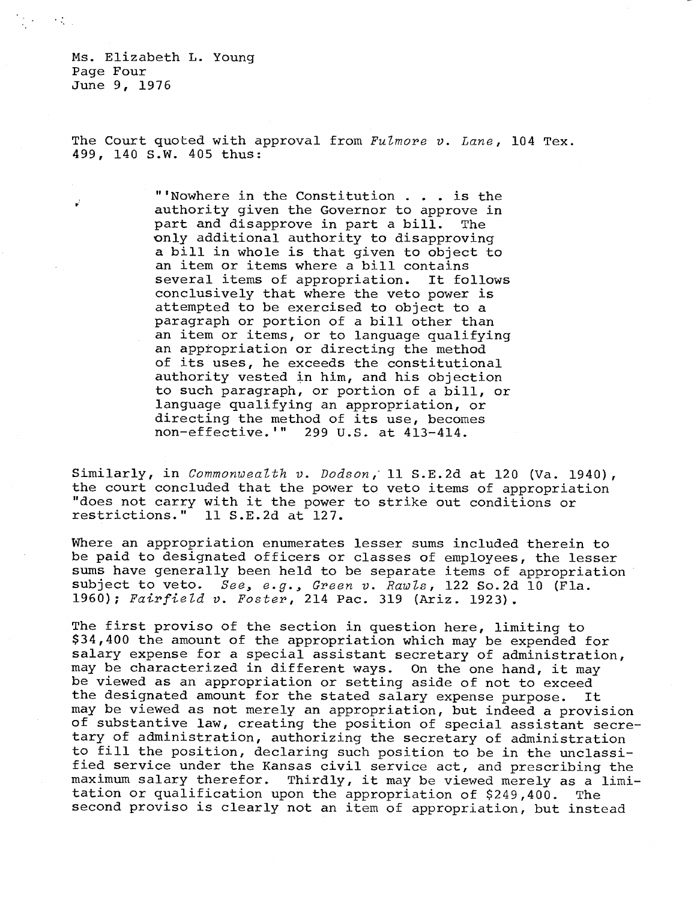The Court quoted with approval from *Fulmore v. Lane*, 104 Tex. 499, 140 S.W. 405 thus:

> "'Nowhere in the Constitution . . . is the authority given the Governor to approve in part and disapprove in part a bill. The only additional authority to disapproving a bill in whole is that given to object to an item or items where a bill contains several items of appropriation. It follows conclusively that where the veto power is attempted to be exercised to object to a paragraph or portion of a bill other than an item or items, or to language qualifying an appropriation or directing the method of its uses, he exceeds the constitutional authority vested in him, and his objection to such paragraph, or portion of a bill, or language qualifying an appropriation, or directing the method of its use, becomes non-effective.'" 299 U.S. at 413-414.

Similarly, in *Commonwealth v. Dodson*, 11 S.E.2d at 120 (Va. 1940), the court concluded that the power to veto items of appropriation "does not carry with it the power to strike out conditions or restrictions." 11 S.E.2d at 127.

Where an appropriation enumerates lesser sums included therein to be paid to designated officers or classes of employees, the lesser sums have generally been held to be separate items of appropriation subject to veto. *See, e.g., Green v. Rawls*, 122 So.2d 10 (Fla. 1960); *Fairfield v. Foster*, 214 Pac. 319 (Ariz. 1923).

The first proviso of the section in question here, limiting to $34,400 the amount of the appropriation which may be expended for salary expense for a special assistant secretary of administration, may be characterized in different ways. On the one hand, it may be viewed as an appropriation or setting aside of not to exceed the designated amount for the stated salary expense purpose. It may be viewed as not merely an appropriation, but indeed a provision of substantive law, creating the position of special assistant secretary of administration, authorizing the secretary of administration to fill the position, declaring such position to be in the unclassified service under the Kansas civil service act, and prescribing the maximum salary therefor. Thirdly, it may be viewed merely as a limitation or qualification upon the appropriation of $249,400. The second proviso is clearly not an item of appropriation, but instead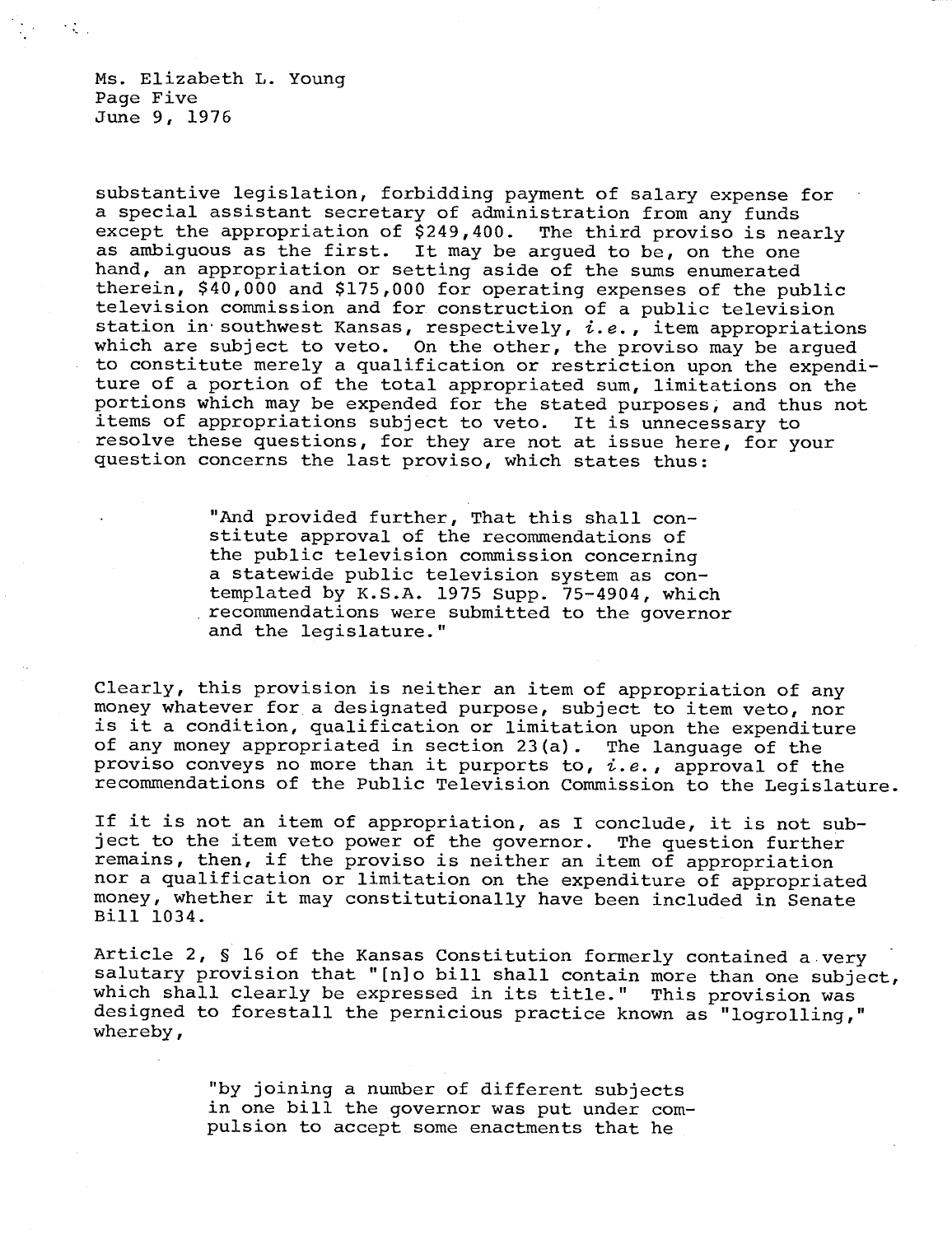substantive legislation, forbidding payment of salary expense for a special assistant secretary of administration from any funds except the appropriation of $249,400. The third proviso is nearly as ambiguous as the first. It may be argued to be, on the one hand, an appropriation or setting aside of the sums enumerated therein, $40,000 and $175,000 for operating expenses of the public television commission and for construction of a public television station in southwest Kansas, respectively, *i.e.*, item appropriations which are subject to veto. On the other, the proviso may be argued to constitute merely a qualification or restriction upon the expenditure of a portion of the total appropriated sum, limitations on the portions which may be expended for the stated purposes, and thus not items of appropriations subject to veto. It is unnecessary to resolve these questions, for they are not at issue here, for your question concerns the last proviso, which states thus:

> "And provided further, That this shall constitute approval of the recommendations of the public television commission concerning a statewide public television system as contemplated by K.S.A. 1975 Supp. 75-4904, which recommendations were submitted to the governor and the legislature."

Clearly, this provision is neither an item of appropriation of any money whatever for a designated purpose, subject to item veto, nor is it a condition, qualification or limitation upon the expenditure of any money appropriated in section 23(a). The language of the proviso conveys no more than it purports to, *i.e.*, approval of the recommendations of the Public Television Commission to the Legislature.

If it is not an item of appropriation, as I conclude, it is not subject to the item veto power of the governor. The question further remains, then, if the proviso is neither an item of appropriation nor a qualification or limitation on the expenditure of appropriated money, whether it may constitutionally have been included in Senate Bill 1034.

Article 2, § 16 of the Kansas Constitution formerly contained a very salutary provision that "[n]o bill shall contain more than one subject, which shall clearly be expressed in its title." This provision was designed to forestall the pernicious practice known as "logrolling," whereby,

> "by joining a number of different subjects in one bill the governor was put under compulsion to accept some enactments that he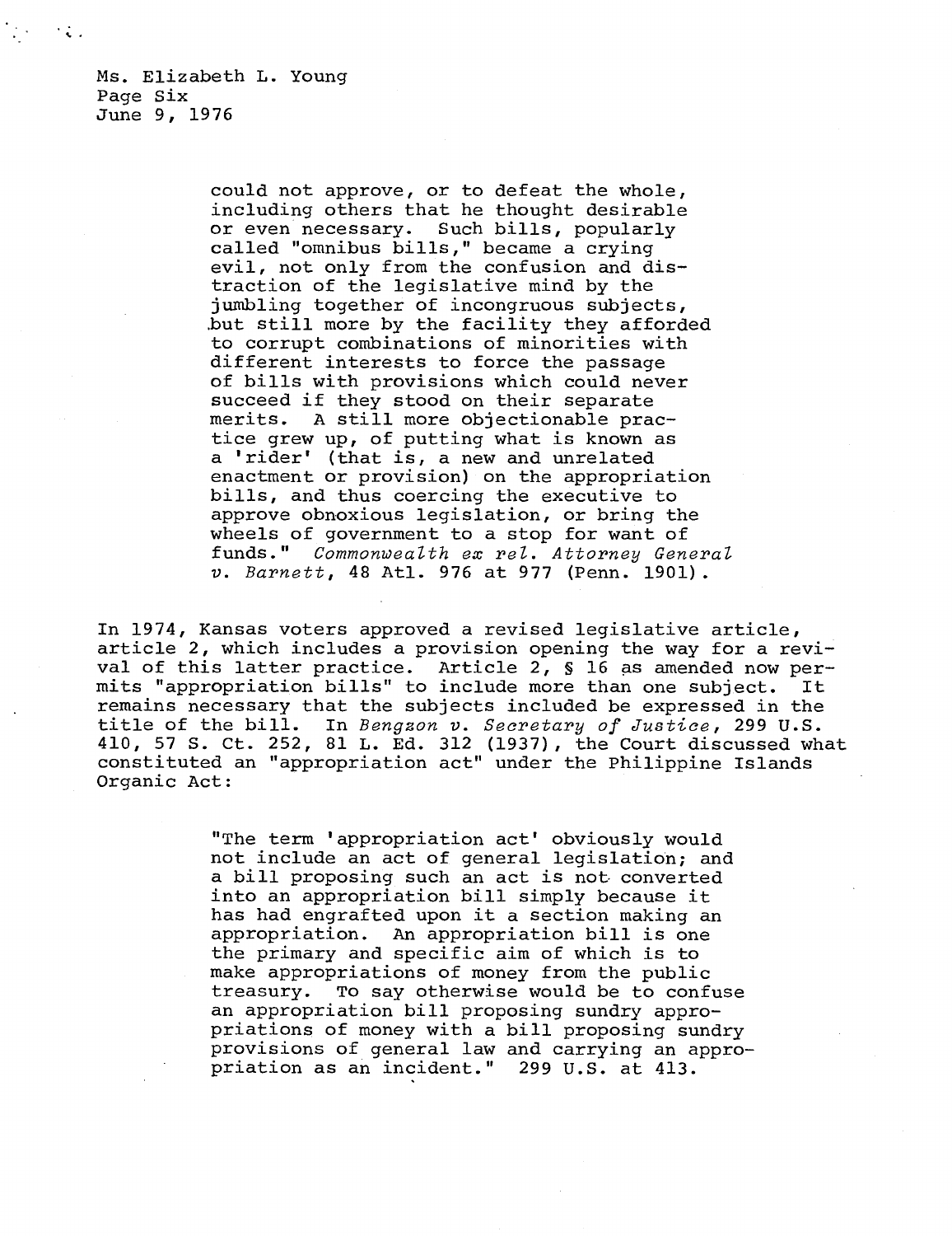> could not approve, or to defeat the whole, including others that he thought desirable or even necessary. Such bills, popularly called "omnibus bills," became a crying evil, not only from the confusion and distraction of the legislative mind by the jumbling together of incongruous subjects, but still more by the facility they afforded to corrupt combinations of minorities with different interests to force the passage of bills with provisions which could never succeed if they stood on their separate merits. A still more objectionable practice grew up, of putting what is known as a 'rider' (that is, a new and unrelated enactment or provision) on the appropriation bills, and thus coercing the executive to approve obnoxious legislation, or bring the wheels of government to a stop for want of funds." *Commonwealth ex rel. Attorney General v. Barnett*, 48 Atl. 976 at 977 (Penn. 1901).

In 1974, Kansas voters approved a revised legislative article, article 2, which includes a provision opening the way for a revival of this latter practice. Article 2, § 16 as amended now permits "appropriation bills" to include more than one subject. It remains necessary that the subjects included be expressed in the title of the bill. In *Bengzon v. Secretary of Justice*, 299 U.S. 410, 57 S. Ct. 252, 81 L. Ed. 312 (1937), the Court discussed what constituted an "appropriation act" under the Philippine Islands Organic Act:

> "The term 'appropriation act' obviously would not include an act of general legislation; and a bill proposing such an act is not converted into an appropriation bill simply because it has had engrafted upon it a section making an appropriation. An appropriation bill is one the primary and specific aim of which is to make appropriations of money from the public treasury. To say otherwise would be to confuse an appropriation bill proposing sundry appropriations of money with a bill proposing sundry provisions of general law and carrying an appropriation as an incident." 299 U.S. at 413.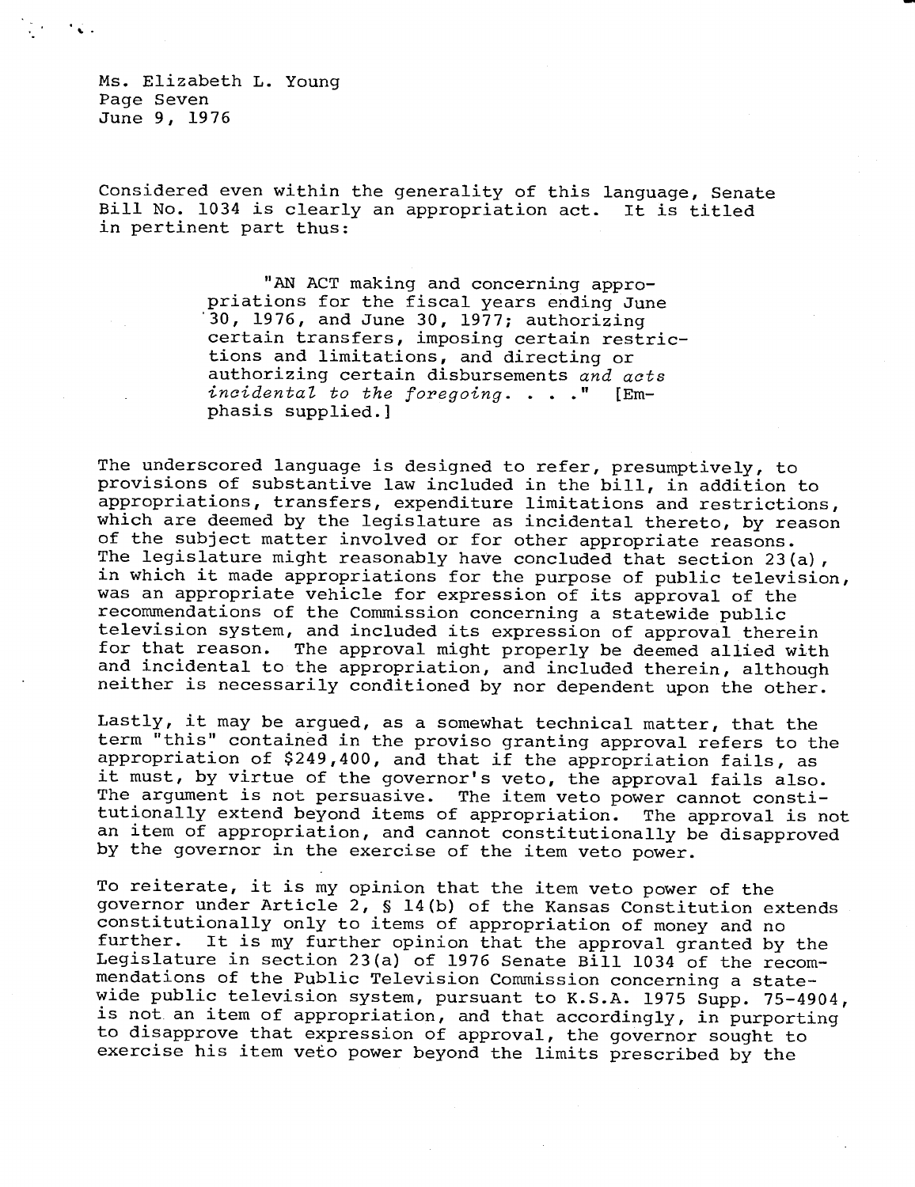Considered even within the generality of this language, Senate Bill No. 1034 is clearly an appropriation act. It is titled in pertinent part thus:

> "AN ACT making and concerning appropriations for the fiscal years ending June 30, 1976, and June 30, 1977; authorizing certain transfers, imposing certain restrictions and limitations, and directing or authorizing certain disbursements *and acts incidental to the foregoing*. . . ." [Emphasis supplied.]

The underscored language is designed to refer, presumptively, to provisions of substantive law included in the bill, in addition to appropriations, transfers, expenditure limitations and restrictions, which are deemed by the legislature as incidental thereto, by reason of the subject matter involved or for other appropriate reasons. The legislature might reasonably have concluded that section 23(a), in which it made appropriations for the purpose of public television, was an appropriate vehicle for expression of its approval of the recommendations of the Commission concerning a statewide public television system, and included its expression of approval therein for that reason. The approval might properly be deemed allied with and incidental to the appropriation, and included therein, although neither is necessarily conditioned by nor dependent upon the other.

Lastly, it may be argued, as a somewhat technical matter, that the term "this" contained in the proviso granting approval refers to the appropriation of $249,400, and that if the appropriation fails, as it must, by virtue of the governor's veto, the approval fails also. The argument is not persuasive. The item veto power cannot constitutionally extend beyond items of appropriation. The approval is not an item of appropriation, and cannot constitutionally be disapproved by the governor in the exercise of the item veto power.

To reiterate, it is my opinion that the item veto power of the governor under Article 2, § 14(b) of the Kansas Constitution extends constitutionally only to items of appropriation of money and no further. It is my further opinion that the approval granted by the Legislature in section 23(a) of 1976 Senate Bill 1034 of the recommendations of the Public Television Commission concerning a statewide public television system, pursuant to K.S.A. 1975 Supp. 75-4904, is not an item of appropriation, and that accordingly, in purporting to disapprove that expression of approval, the governor sought to exercise his item veto power beyond the limits prescribed by the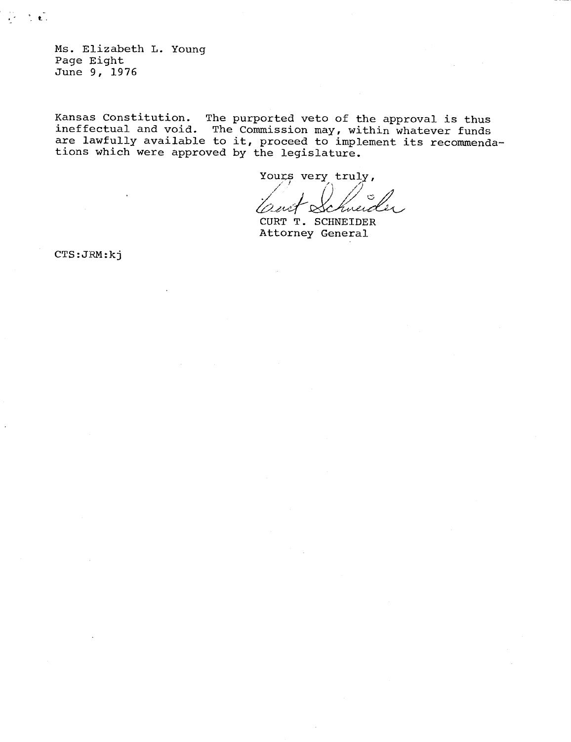Ms. Elizabeth L. Young
Page Eight
June 9, 1976

Kansas Constitution. The purported veto of the approval is thus ineffectual and void. The Commission may, within whatever funds are lawfully available to it, proceed to implement its recommendations which were approved by the legislature.

Yours very truly,

CURT T. SCHNEIDER
Attorney General

CTS:JRM:kj